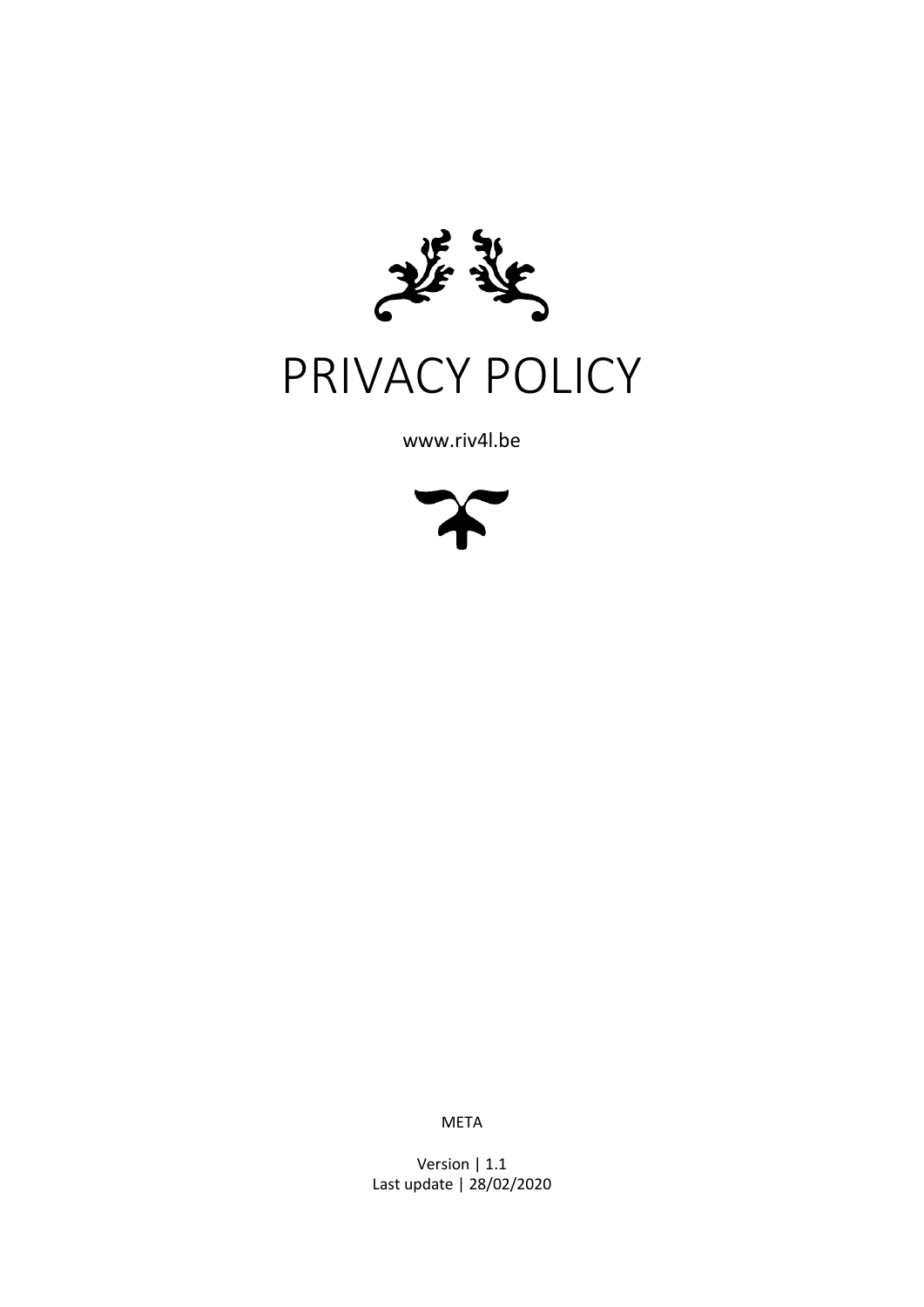# PRIVACY POLICY

www.riv4l.be

META

Version | 1.1
Last update | 28/02/2020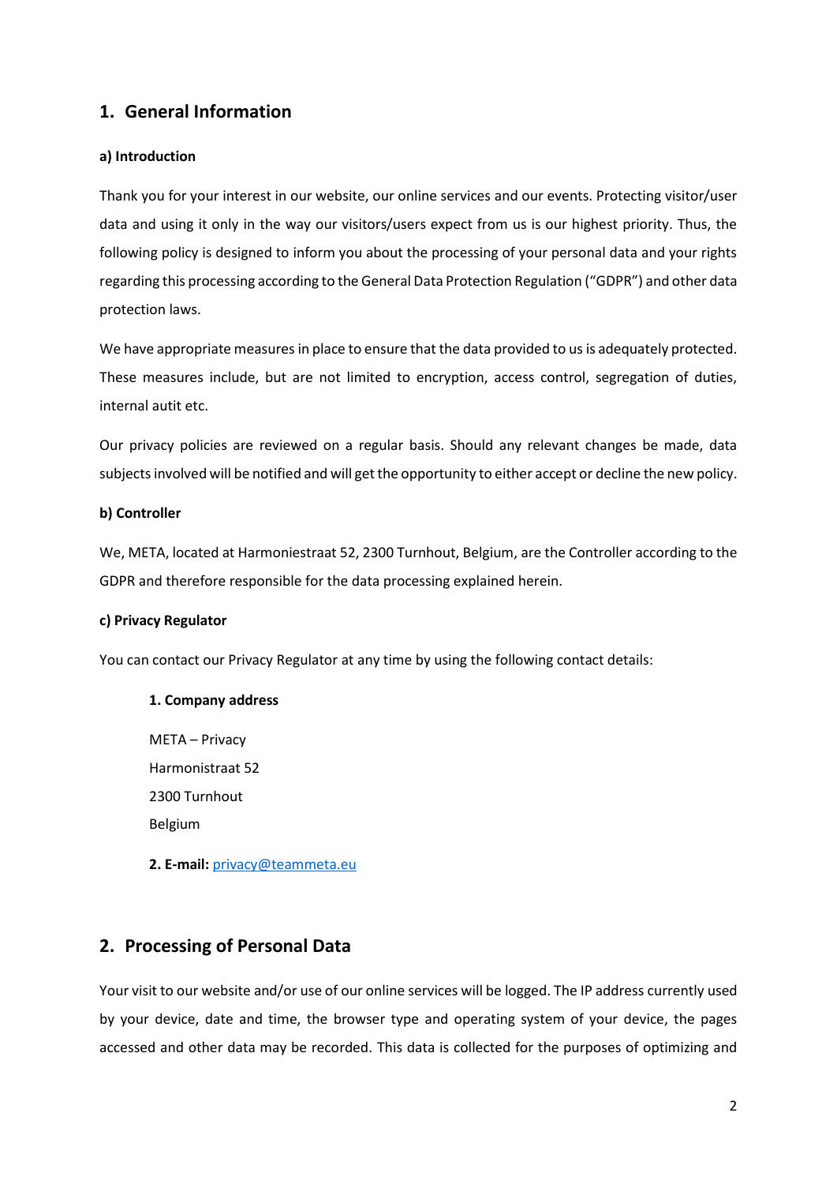## 1. General Information

**a) Introduction**

Thank you for your interest in our website, our online services and our events. Protecting visitor/user data and using it only in the way our visitors/users expect from us is our highest priority. Thus, the following policy is designed to inform you about the processing of your personal data and your rights regarding this processing according to the General Data Protection Regulation ("GDPR") and other data protection laws.

We have appropriate measures in place to ensure that the data provided to us is adequately protected. These measures include, but are not limited to encryption, access control, segregation of duties, internal autit etc.

Our privacy policies are reviewed on a regular basis. Should any relevant changes be made, data subjects involved will be notified and will get the opportunity to either accept or decline the new policy.

**b) Controller**

We, META, located at Harmoniestraat 52, 2300 Turnhout, Belgium, are the Controller according to the GDPR and therefore responsible for the data processing explained herein.

**c) Privacy Regulator**

You can contact our Privacy Regulator at any time by using the following contact details:

> **1. Company address**
>
> META – Privacy
> Harmonistraat 52
> 2300 Turnhout
> Belgium
>
> **2. E-mail:** privacy@teammeta.eu

## 2. Processing of Personal Data

Your visit to our website and/or use of our online services will be logged. The IP address currently used by your device, date and time, the browser type and operating system of your device, the pages accessed and other data may be recorded. This data is collected for the purposes of optimizing and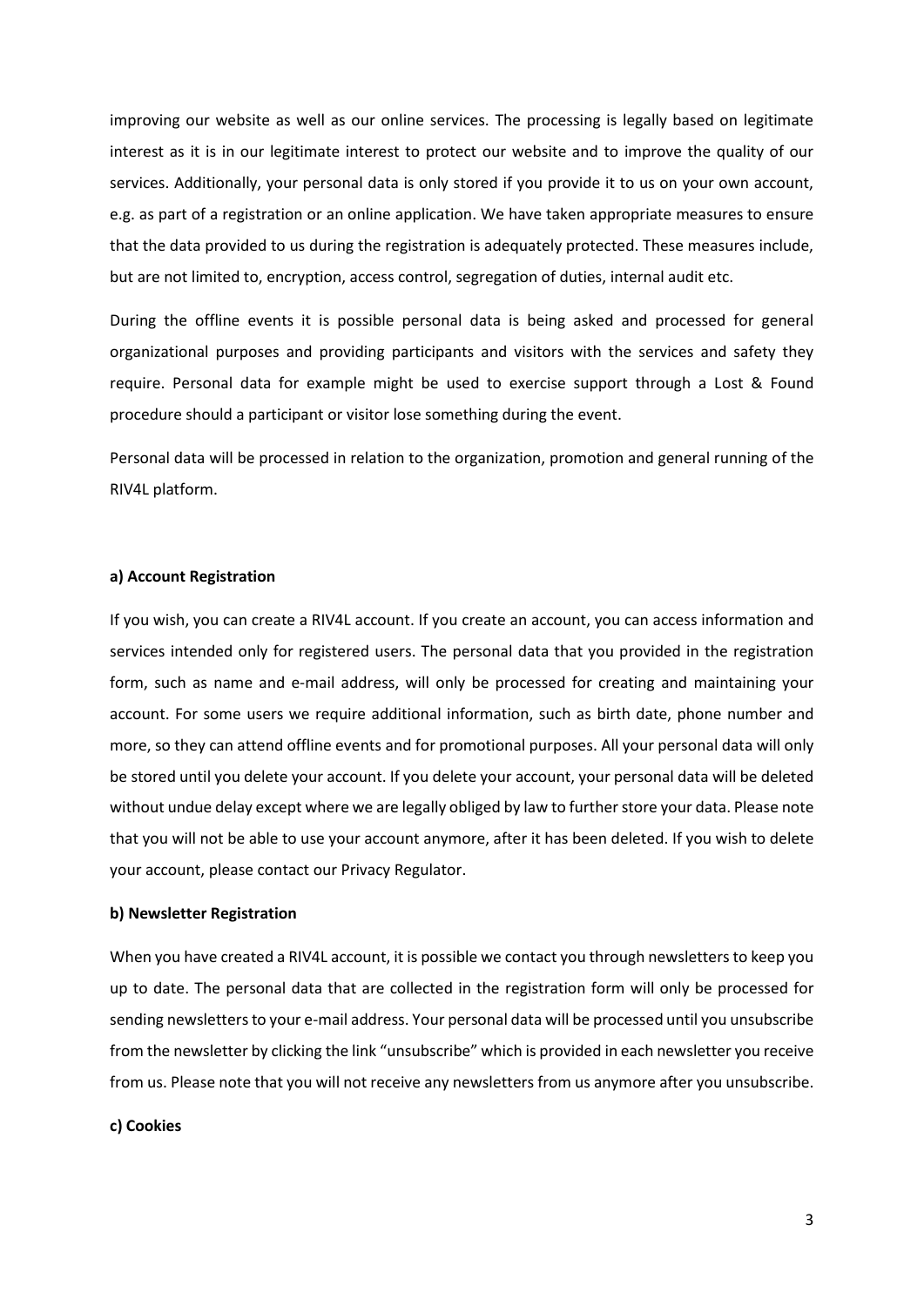improving our website as well as our online services. The processing is legally based on legitimate interest as it is in our legitimate interest to protect our website and to improve the quality of our services. Additionally, your personal data is only stored if you provide it to us on your own account, e.g. as part of a registration or an online application. We have taken appropriate measures to ensure that the data provided to us during the registration is adequately protected. These measures include, but are not limited to, encryption, access control, segregation of duties, internal audit etc.

During the offline events it is possible personal data is being asked and processed for general organizational purposes and providing participants and visitors with the services and safety they require. Personal data for example might be used to exercise support through a Lost & Found procedure should a participant or visitor lose something during the event.

Personal data will be processed in relation to the organization, promotion and general running of the RIV4L platform.

**a) Account Registration**

If you wish, you can create a RIV4L account. If you create an account, you can access information and services intended only for registered users. The personal data that you provided in the registration form, such as name and e-mail address, will only be processed for creating and maintaining your account. For some users we require additional information, such as birth date, phone number and more, so they can attend offline events and for promotional purposes. All your personal data will only be stored until you delete your account. If you delete your account, your personal data will be deleted without undue delay except where we are legally obliged by law to further store your data. Please note that you will not be able to use your account anymore, after it has been deleted. If you wish to delete your account, please contact our Privacy Regulator.

**b) Newsletter Registration**

When you have created a RIV4L account, it is possible we contact you through newsletters to keep you up to date. The personal data that are collected in the registration form will only be processed for sending newsletters to your e-mail address. Your personal data will be processed until you unsubscribe from the newsletter by clicking the link "unsubscribe" which is provided in each newsletter you receive from us. Please note that you will not receive any newsletters from us anymore after you unsubscribe.

**c) Cookies**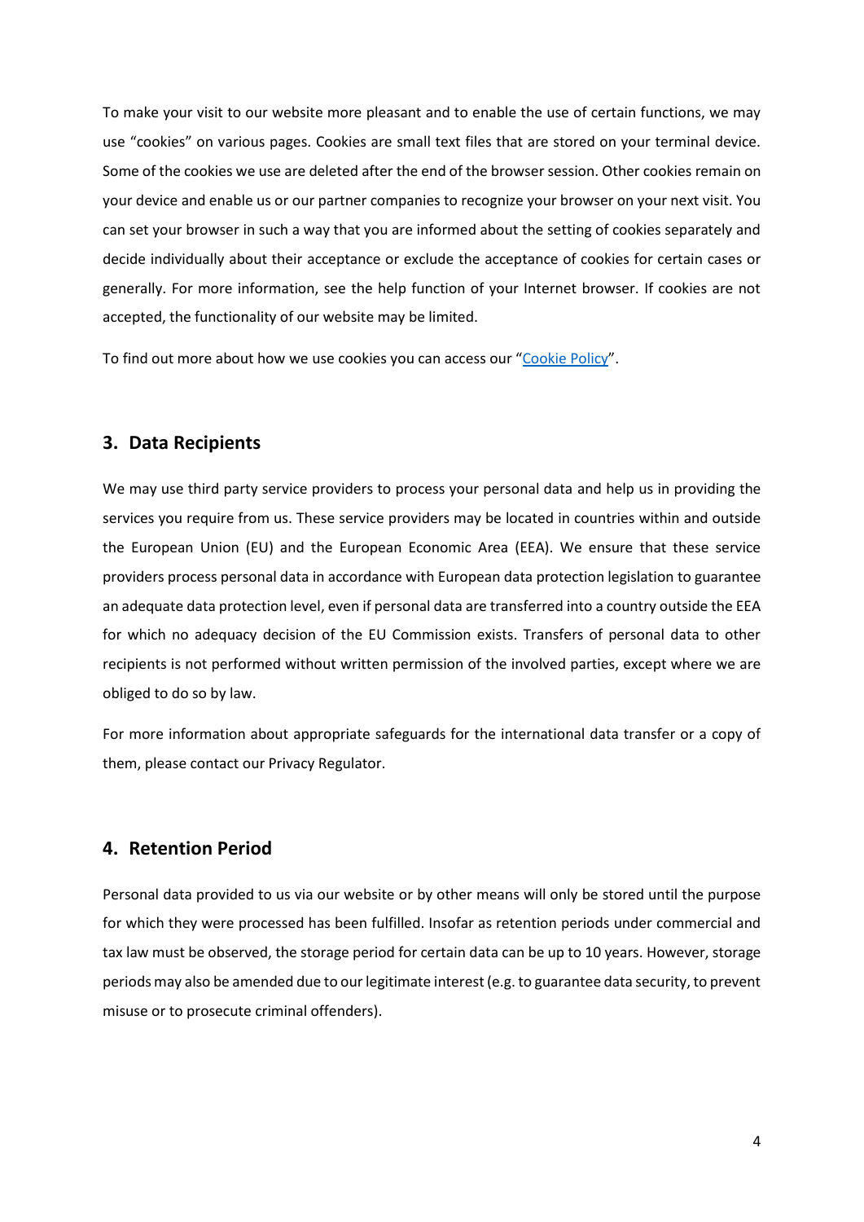To make your visit to our website more pleasant and to enable the use of certain functions, we may use "cookies" on various pages. Cookies are small text files that are stored on your terminal device. Some of the cookies we use are deleted after the end of the browser session. Other cookies remain on your device and enable us or our partner companies to recognize your browser on your next visit. You can set your browser in such a way that you are informed about the setting of cookies separately and decide individually about their acceptance or exclude the acceptance of cookies for certain cases or generally. For more information, see the help function of your Internet browser. If cookies are not accepted, the functionality of our website may be limited.

To find out more about how we use cookies you can access our "[Cookie Policy]".

## 3. Data Recipients

We may use third party service providers to process your personal data and help us in providing the services you require from us. These service providers may be located in countries within and outside the European Union (EU) and the European Economic Area (EEA). We ensure that these service providers process personal data in accordance with European data protection legislation to guarantee an adequate data protection level, even if personal data are transferred into a country outside the EEA for which no adequacy decision of the EU Commission exists. Transfers of personal data to other recipients is not performed without written permission of the involved parties, except where we are obliged to do so by law.

For more information about appropriate safeguards for the international data transfer or a copy of them, please contact our Privacy Regulator.

## 4. Retention Period

Personal data provided to us via our website or by other means will only be stored until the purpose for which they were processed has been fulfilled. Insofar as retention periods under commercial and tax law must be observed, the storage period for certain data can be up to 10 years. However, storage periods may also be amended due to our legitimate interest (e.g. to guarantee data security, to prevent misuse or to prosecute criminal offenders).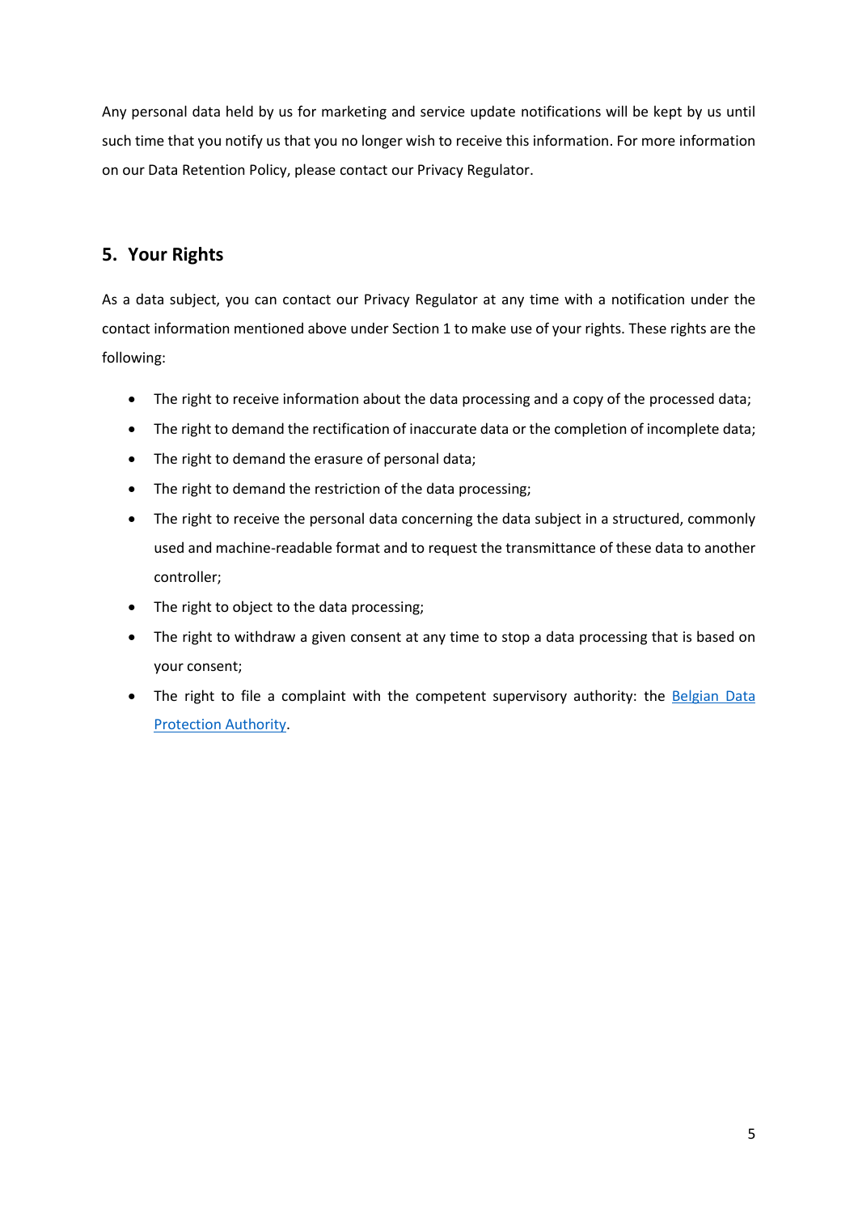Any personal data held by us for marketing and service update notifications will be kept by us until such time that you notify us that you no longer wish to receive this information. For more information on our Data Retention Policy, please contact our Privacy Regulator.

## 5. Your Rights

As a data subject, you can contact our Privacy Regulator at any time with a notification under the contact information mentioned above under Section 1 to make use of your rights. These rights are the following:

- The right to receive information about the data processing and a copy of the processed data;
- The right to demand the rectification of inaccurate data or the completion of incomplete data;
- The right to demand the erasure of personal data;
- The right to demand the restriction of the data processing;
- The right to receive the personal data concerning the data subject in a structured, commonly used and machine-readable format and to request the transmittance of these data to another controller;
- The right to object to the data processing;
- The right to withdraw a given consent at any time to stop a data processing that is based on your consent;
- The right to file a complaint with the competent supervisory authority: the Belgian Data Protection Authority.